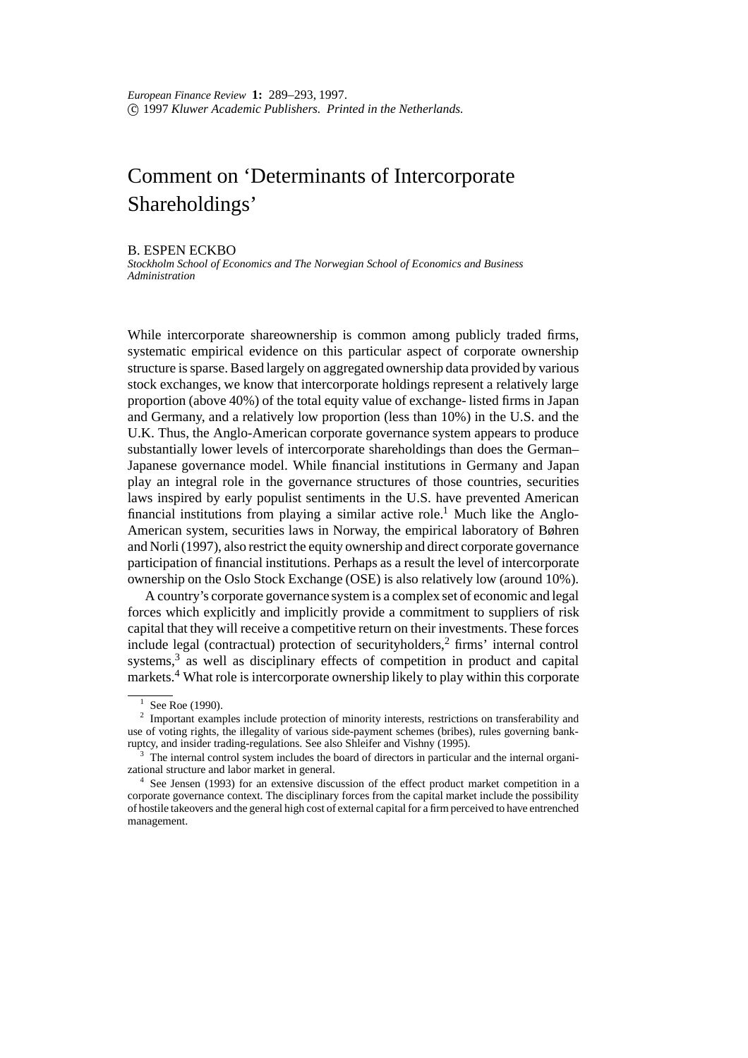# Comment on 'Determinants of Intercorporate Shareholdings'

B. ESPEN ECKBO

*Stockholm School of Economics and The Norwegian School of Economics and Business Administration*

While intercorporate shareownership is common among publicly traded firms, systematic empirical evidence on this particular aspect of corporate ownership structure is sparse. Based largely on aggregated ownership data provided by various stock exchanges, we know that intercorporate holdings represent a relatively large proportion (above 40%) of the total equity value of exchange- listed firms in Japan and Germany, and a relatively low proportion (less than 10%) in the U.S. and the U.K. Thus, the Anglo-American corporate governance system appears to produce substantially lower levels of intercorporate shareholdings than does the German–Japanese governance model. While financial institutions in Germany and Japan play an integral role in the governance structures of those countries, securities laws inspired by early populist sentiments in the U.S. have prevented American financial institutions from playing a similar active role.[1] Much like the Anglo-American system, securities laws in Norway, the empirical laboratory of Bøhren and Norli (1997), also restrict the equity ownership and direct corporate governance participation of financial institutions. Perhaps as a result the level of intercorporate ownership on the Oslo Stock Exchange (OSE) is also relatively low (around 10%).

A country's corporate governance system is a complex set of economic and legal forces which explicitly and implicitly provide a commitment to suppliers of risk capital that they will receive a competitive return on their investments. These forces include legal (contractual) protection of securityholders,[2] firms' internal control systems,[3] as well as disciplinary effects of competition in product and capital markets.[4] What role is intercorporate ownership likely to play within this corporate

---

[1] See Roe (1990).

[2] Important examples include protection of minority interests, restrictions on transferability and use of voting rights, the illegality of various side-payment schemes (bribes), rules governing bankruptcy, and insider trading-regulations. See also Shleifer and Vishny (1995).

[3] The internal control system includes the board of directors in particular and the internal organizational structure and labor market in general.

[4] See Jensen (1993) for an extensive discussion of the effect product market competition in a corporate governance context. The disciplinary forces from the capital market include the possibility of hostile takeovers and the general high cost of external capital for a firm perceived to have entrenched management.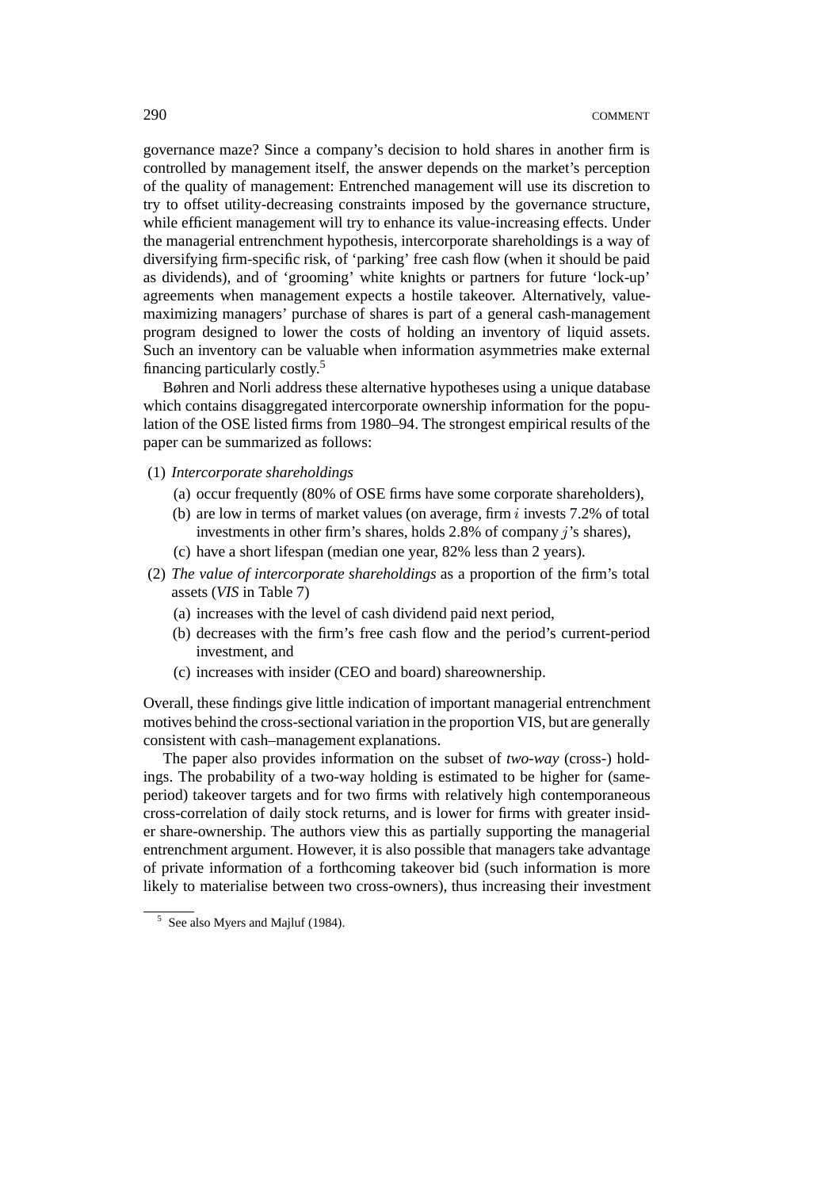governance maze? Since a company's decision to hold shares in another firm is controlled by management itself, the answer depends on the market's perception of the quality of management: Entrenched management will use its discretion to try to offset utility-decreasing constraints imposed by the governance structure, while efficient management will try to enhance its value-increasing effects. Under the managerial entrenchment hypothesis, intercorporate shareholdings is a way of diversifying firm-specific risk, of 'parking' free cash flow (when it should be paid as dividends), and of 'grooming' white knights or partners for future 'lock-up' agreements when management expects a hostile takeover. Alternatively, value-maximizing managers' purchase of shares is part of a general cash-management program designed to lower the costs of holding an inventory of liquid assets. Such an inventory can be valuable when information asymmetries make external financing particularly costly.[5]

Bøhren and Norli address these alternative hypotheses using a unique database which contains disaggregated intercorporate ownership information for the population of the OSE listed firms from 1980–94. The strongest empirical results of the paper can be summarized as follows:

(1) *Intercorporate shareholdings*
   (a) occur frequently (80% of OSE firms have some corporate shareholders),
   (b) are low in terms of market values (on average, firm $i$ invests 7.2% of total investments in other firm's shares, holds 2.8% of company $j$'s shares),
   (c) have a short lifespan (median one year, 82% less than 2 years).

(2) *The value of intercorporate shareholdings* as a proportion of the firm's total assets (*VIS* in Table 7)
   (a) increases with the level of cash dividend paid next period,
   (b) decreases with the firm's free cash flow and the period's current-period investment, and
   (c) increases with insider (CEO and board) shareownership.

Overall, these findings give little indication of important managerial entrenchment motives behind the cross-sectional variation in the proportion VIS, but are generally consistent with cash–management explanations.

The paper also provides information on the subset of *two-way* (cross-) holdings. The probability of a two-way holding is estimated to be higher for (same-period) takeover targets and for two firms with relatively high contemporaneous cross-correlation of daily stock returns, and is lower for firms with greater insider share-ownership. The authors view this as partially supporting the managerial entrenchment argument. However, it is also possible that managers take advantage of private information of a forthcoming takeover bid (such information is more likely to materialise between two cross-owners), thus increasing their investment

[5] See also Myers and Majluf (1984).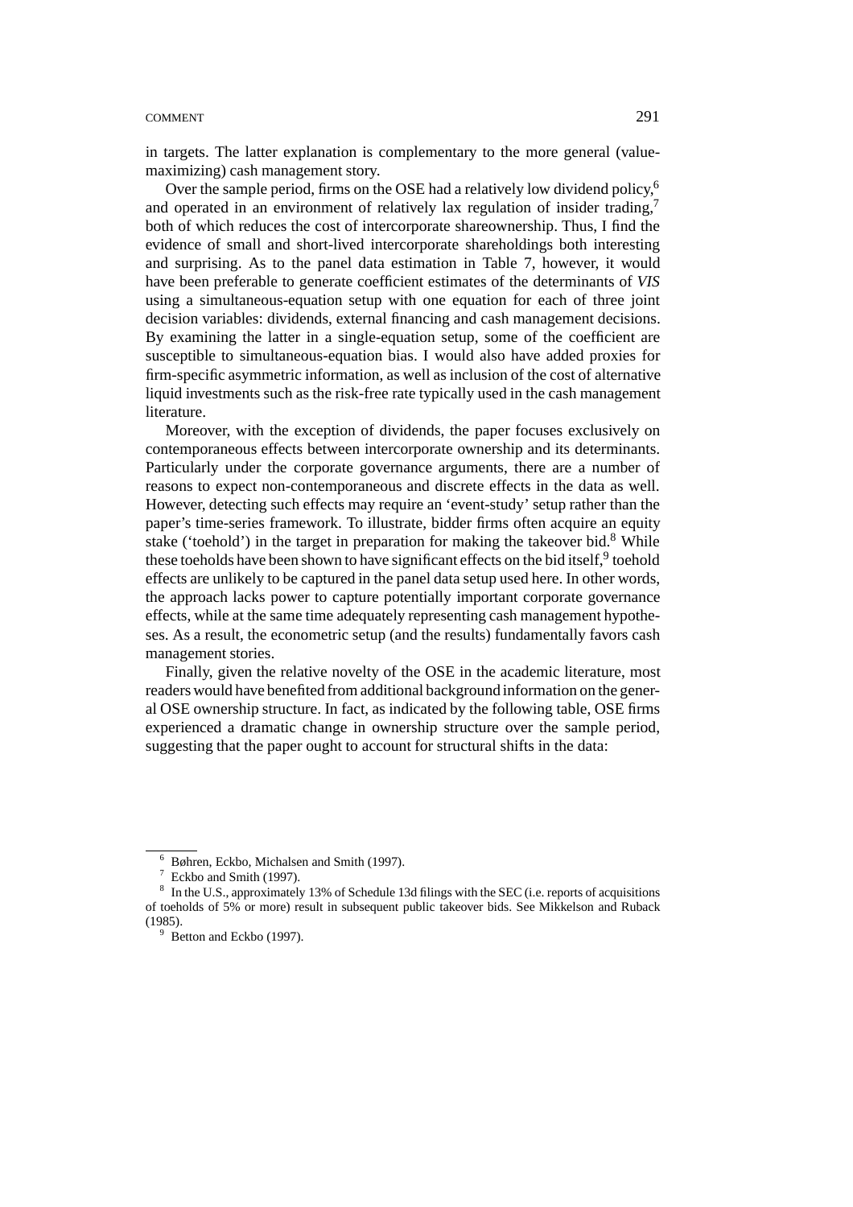in targets. The latter explanation is complementary to the more general (value-maximizing) cash management story.

Over the sample period, firms on the OSE had a relatively low dividend policy,[6] and operated in an environment of relatively lax regulation of insider trading,[7] both of which reduces the cost of intercorporate shareownership. Thus, I find the evidence of small and short-lived intercorporate shareholdings both interesting and surprising. As to the panel data estimation in Table 7, however, it would have been preferable to generate coefficient estimates of the determinants of *VIS* using a simultaneous-equation setup with one equation for each of three joint decision variables: dividends, external financing and cash management decisions. By examining the latter in a single-equation setup, some of the coefficient are susceptible to simultaneous-equation bias. I would also have added proxies for firm-specific asymmetric information, as well as inclusion of the cost of alternative liquid investments such as the risk-free rate typically used in the cash management literature.

Moreover, with the exception of dividends, the paper focuses exclusively on contemporaneous effects between intercorporate ownership and its determinants. Particularly under the corporate governance arguments, there are a number of reasons to expect non-contemporaneous and discrete effects in the data as well. However, detecting such effects may require an 'event-study' setup rather than the paper's time-series framework. To illustrate, bidder firms often acquire an equity stake ('toehold') in the target in preparation for making the takeover bid.[8] While these toeholds have been shown to have significant effects on the bid itself,[9] toehold effects are unlikely to be captured in the panel data setup used here. In other words, the approach lacks power to capture potentially important corporate governance effects, while at the same time adequately representing cash management hypotheses. As a result, the econometric setup (and the results) fundamentally favors cash management stories.

Finally, given the relative novelty of the OSE in the academic literature, most readers would have benefited from additional background information on the general OSE ownership structure. In fact, as indicated by the following table, OSE firms experienced a dramatic change in ownership structure over the sample period, suggesting that the paper ought to account for structural shifts in the data:

---

[6] Bøhren, Eckbo, Michalsen and Smith (1997).

[7] Eckbo and Smith (1997).

[8] In the U.S., approximately 13% of Schedule 13d filings with the SEC (i.e. reports of acquisitions of toeholds of 5% or more) result in subsequent public takeover bids. See Mikkelson and Ruback (1985).

[9] Betton and Eckbo (1997).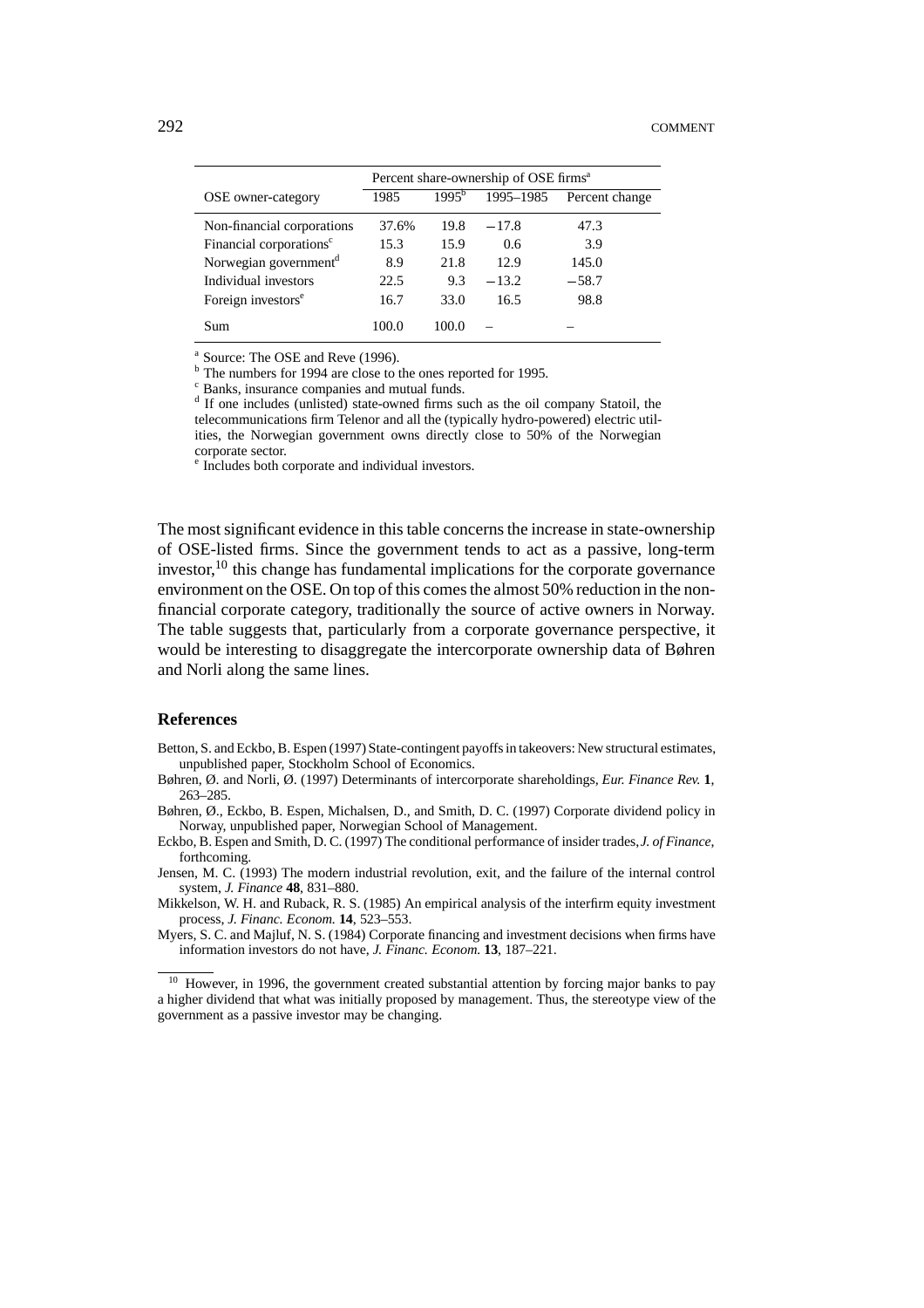| OSE owner-category | Percent share-ownership of OSE firms[a] | | | |
|---|---|---|---|---|
| | 1985 | 1995[b] | 1995–1985 | Percent change |
| Non-financial corporations | 37.6% | 19.8 | −17.8 | 47.3 |
| Financial corporations[c] | 15.3 | 15.9 | 0.6 | 3.9 |
| Norwegian government[d] | 8.9 | 21.8 | 12.9 | 145.0 |
| Individual investors | 22.5 | 9.3 | −13.2 | −58.7 |
| Foreign investors[e] | 16.7 | 33.0 | 16.5 | 98.8 |
| Sum | 100.0 | 100.0 | – | – |

[a] Source: The OSE and Reve (1996).
[b] The numbers for 1994 are close to the ones reported for 1995.
[c] Banks, insurance companies and mutual funds.
[d] If one includes (unlisted) state-owned firms such as the oil company Statoil, the telecommunications firm Telenor and all the (typically hydro-powered) electric utilities, the Norwegian government owns directly close to 50% of the Norwegian corporate sector.
[e] Includes both corporate and individual investors.

The most significant evidence in this table concerns the increase in state-ownership of OSE-listed firms. Since the government tends to act as a passive, long-term investor,[10] this change has fundamental implications for the corporate governance environment on the OSE. On top of this comes the almost 50% reduction in the non-financial corporate category, traditionally the source of active owners in Norway. The table suggests that, particularly from a corporate governance perspective, it would be interesting to disaggregate the intercorporate ownership data of Bøhren and Norli along the same lines.

## References

Betton, S. and Eckbo, B. Espen (1997) State-contingent payoffs in takeovers: New structural estimates, unpublished paper, Stockholm School of Economics.

Bøhren, Ø. and Norli, Ø. (1997) Determinants of intercorporate shareholdings, *Eur. Finance Rev.* **1**, 263–285.

Bøhren, Ø., Eckbo, B. Espen, Michalsen, D., and Smith, D. C. (1997) Corporate dividend policy in Norway, unpublished paper, Norwegian School of Management.

Eckbo, B. Espen and Smith, D. C. (1997) The conditional performance of insider trades, *J. of Finance*, forthcoming.

Jensen, M. C. (1993) The modern industrial revolution, exit, and the failure of the internal control system, *J. Finance* **48**, 831–880.

Mikkelson, W. H. and Ruback, R. S. (1985) An empirical analysis of the interfirm equity investment process, *J. Financ. Econom.* **14**, 523–553.

Myers, S. C. and Majluf, N. S. (1984) Corporate financing and investment decisions when firms have information investors do not have, *J. Financ. Econom.* **13**, 187–221.

[10] However, in 1996, the government created substantial attention by forcing major banks to pay a higher dividend that what was initially proposed by management. Thus, the stereotype view of the government as a passive investor may be changing.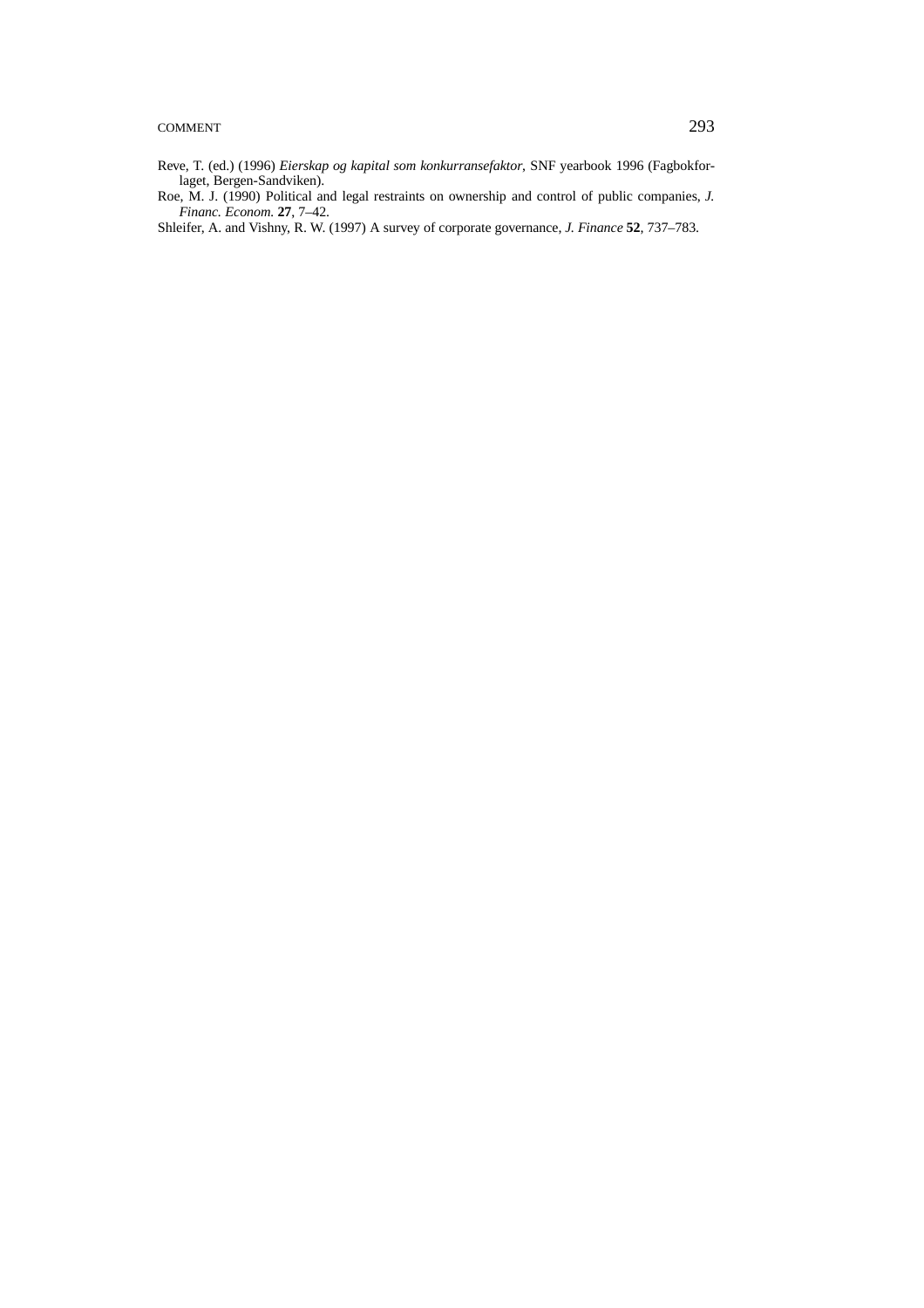Reve, T. (ed.) (1996) *Eierskap og kapital som konkurransefaktor*, SNF yearbook 1996 (Fagbokforlaget, Bergen-Sandviken).

Roe, M. J. (1990) Political and legal restraints on ownership and control of public companies, *J. Financ. Econom.* **27**, 7–42.

Shleifer, A. and Vishny, R. W. (1997) A survey of corporate governance, *J. Finance* **52**, 737–783.